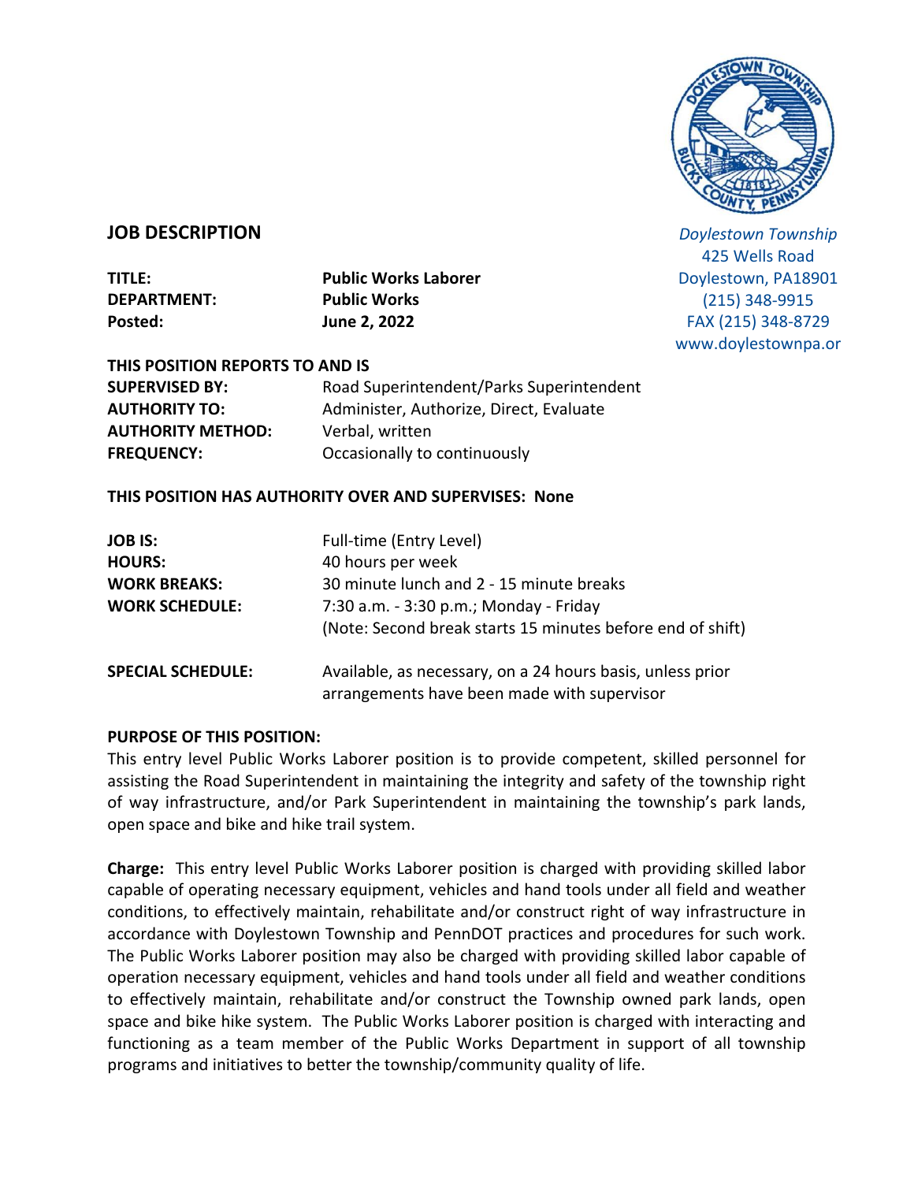Doylestown Township
425 Wells Road
Doylestown, PA18901
(215) 348-9915
FAX (215) 348-8729
www.doylestownpa.or

## JOB DESCRIPTION

| | |
|---|---|
| **TITLE:** | **Public Works Laborer** |
| **DEPARTMENT:** | **Public Works** |
| **Posted:** | **June 2, 2022** |

**THIS POSITION REPORTS TO AND IS**

| | |
|---|---|
| **SUPERVISED BY:** | Road Superintendent/Parks Superintendent |
| **AUTHORITY TO:** | Administer, Authorize, Direct, Evaluate |
| **AUTHORITY METHOD:** | Verbal, written |
| **FREQUENCY:** | Occasionally to continuously |

**THIS POSITION HAS AUTHORITY OVER AND SUPERVISES: None**

| | |
|---|---|
| **JOB IS:** | Full-time (Entry Level) |
| **HOURS:** | 40 hours per week |
| **WORK BREAKS:** | 30 minute lunch and 2 - 15 minute breaks |
| **WORK SCHEDULE:** | 7:30 a.m. - 3:30 p.m.; Monday - Friday (Note: Second break starts 15 minutes before end of shift) |
| **SPECIAL SCHEDULE:** | Available, as necessary, on a 24 hours basis, unless prior arrangements have been made with supervisor |

**PURPOSE OF THIS POSITION:**

This entry level Public Works Laborer position is to provide competent, skilled personnel for assisting the Road Superintendent in maintaining the integrity and safety of the township right of way infrastructure, and/or Park Superintendent in maintaining the township's park lands, open space and bike and hike trail system.

**Charge:** This entry level Public Works Laborer position is charged with providing skilled labor capable of operating necessary equipment, vehicles and hand tools under all field and weather conditions, to effectively maintain, rehabilitate and/or construct right of way infrastructure in accordance with Doylestown Township and PennDOT practices and procedures for such work. The Public Works Laborer position may also be charged with providing skilled labor capable of operation necessary equipment, vehicles and hand tools under all field and weather conditions to effectively maintain, rehabilitate and/or construct the Township owned park lands, open space and bike hike system. The Public Works Laborer position is charged with interacting and functioning as a team member of the Public Works Department in support of all township programs and initiatives to better the township/community quality of life.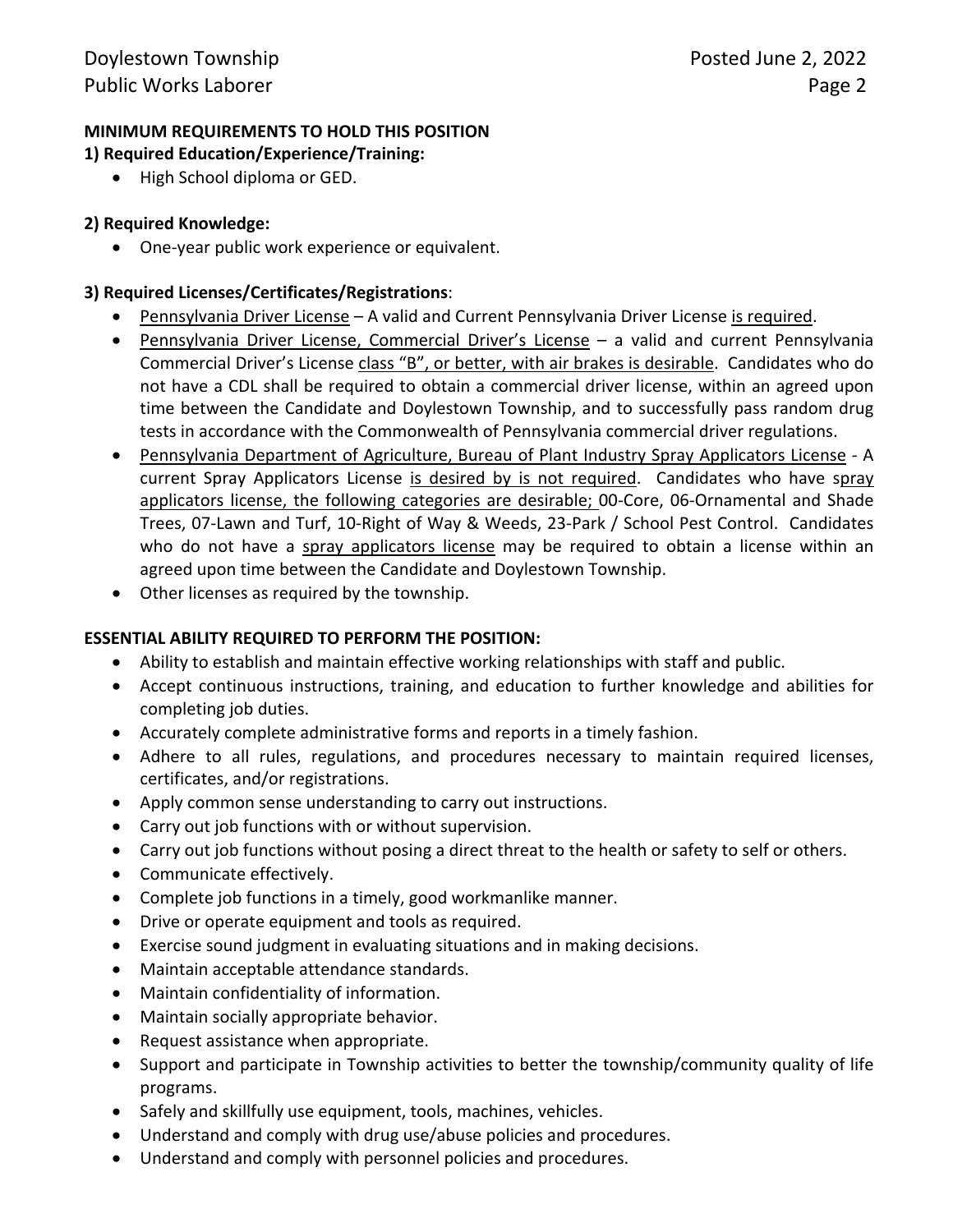**MINIMUM REQUIREMENTS TO HOLD THIS POSITION**

**1) Required Education/Experience/Training:**

- High School diploma or GED.

**2) Required Knowledge:**

- One-year public work experience or equivalent.

**3) Required Licenses/Certificates/Registrations**:

- Pennsylvania Driver License – A valid and Current Pennsylvania Driver License is required.
- Pennsylvania Driver License, Commercial Driver's License – a valid and current Pennsylvania Commercial Driver's License class "B", or better, with air brakes is desirable. Candidates who do not have a CDL shall be required to obtain a commercial driver license, within an agreed upon time between the Candidate and Doylestown Township, and to successfully pass random drug tests in accordance with the Commonwealth of Pennsylvania commercial driver regulations.
- Pennsylvania Department of Agriculture, Bureau of Plant Industry Spray Applicators License - A current Spray Applicators License is desired by is not required. Candidates who have spray applicators license, the following categories are desirable; 00-Core, 06-Ornamental and Shade Trees, 07-Lawn and Turf, 10-Right of Way & Weeds, 23-Park / School Pest Control. Candidates who do not have a spray applicators license may be required to obtain a license within an agreed upon time between the Candidate and Doylestown Township.
- Other licenses as required by the township.

**ESSENTIAL ABILITY REQUIRED TO PERFORM THE POSITION:**

- Ability to establish and maintain effective working relationships with staff and public.
- Accept continuous instructions, training, and education to further knowledge and abilities for completing job duties.
- Accurately complete administrative forms and reports in a timely fashion.
- Adhere to all rules, regulations, and procedures necessary to maintain required licenses, certificates, and/or registrations.
- Apply common sense understanding to carry out instructions.
- Carry out job functions with or without supervision.
- Carry out job functions without posing a direct threat to the health or safety to self or others.
- Communicate effectively.
- Complete job functions in a timely, good workmanlike manner.
- Drive or operate equipment and tools as required.
- Exercise sound judgment in evaluating situations and in making decisions.
- Maintain acceptable attendance standards.
- Maintain confidentiality of information.
- Maintain socially appropriate behavior.
- Request assistance when appropriate.
- Support and participate in Township activities to better the township/community quality of life programs.
- Safely and skillfully use equipment, tools, machines, vehicles.
- Understand and comply with drug use/abuse policies and procedures.
- Understand and comply with personnel policies and procedures.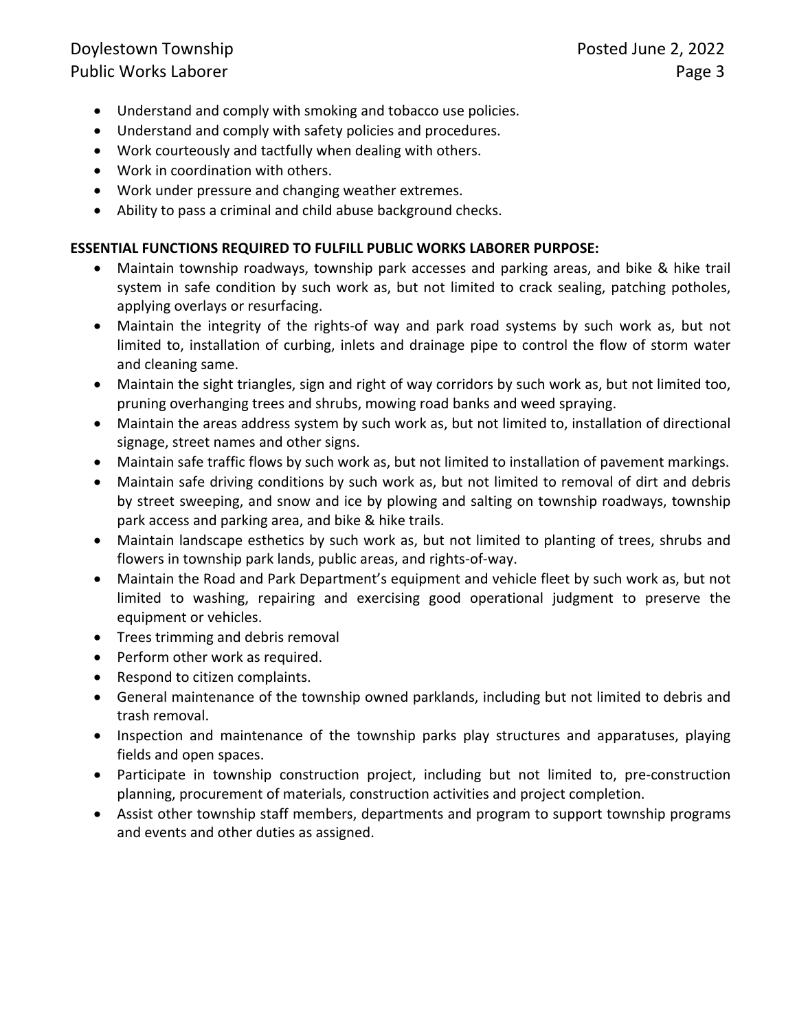- Understand and comply with smoking and tobacco use policies.
- Understand and comply with safety policies and procedures.
- Work courteously and tactfully when dealing with others.
- Work in coordination with others.
- Work under pressure and changing weather extremes.
- Ability to pass a criminal and child abuse background checks.

**ESSENTIAL FUNCTIONS REQUIRED TO FULFILL PUBLIC WORKS LABORER PURPOSE:**

- Maintain township roadways, township park accesses and parking areas, and bike & hike trail system in safe condition by such work as, but not limited to crack sealing, patching potholes, applying overlays or resurfacing.
- Maintain the integrity of the rights-of way and park road systems by such work as, but not limited to, installation of curbing, inlets and drainage pipe to control the flow of storm water and cleaning same.
- Maintain the sight triangles, sign and right of way corridors by such work as, but not limited too, pruning overhanging trees and shrubs, mowing road banks and weed spraying.
- Maintain the areas address system by such work as, but not limited to, installation of directional signage, street names and other signs.
- Maintain safe traffic flows by such work as, but not limited to installation of pavement markings.
- Maintain safe driving conditions by such work as, but not limited to removal of dirt and debris by street sweeping, and snow and ice by plowing and salting on township roadways, township park access and parking area, and bike & hike trails.
- Maintain landscape esthetics by such work as, but not limited to planting of trees, shrubs and flowers in township park lands, public areas, and rights-of-way.
- Maintain the Road and Park Department's equipment and vehicle fleet by such work as, but not limited to washing, repairing and exercising good operational judgment to preserve the equipment or vehicles.
- Trees trimming and debris removal
- Perform other work as required.
- Respond to citizen complaints.
- General maintenance of the township owned parklands, including but not limited to debris and trash removal.
- Inspection and maintenance of the township parks play structures and apparatuses, playing fields and open spaces.
- Participate in township construction project, including but not limited to, pre-construction planning, procurement of materials, construction activities and project completion.
- Assist other township staff members, departments and program to support township programs and events and other duties as assigned.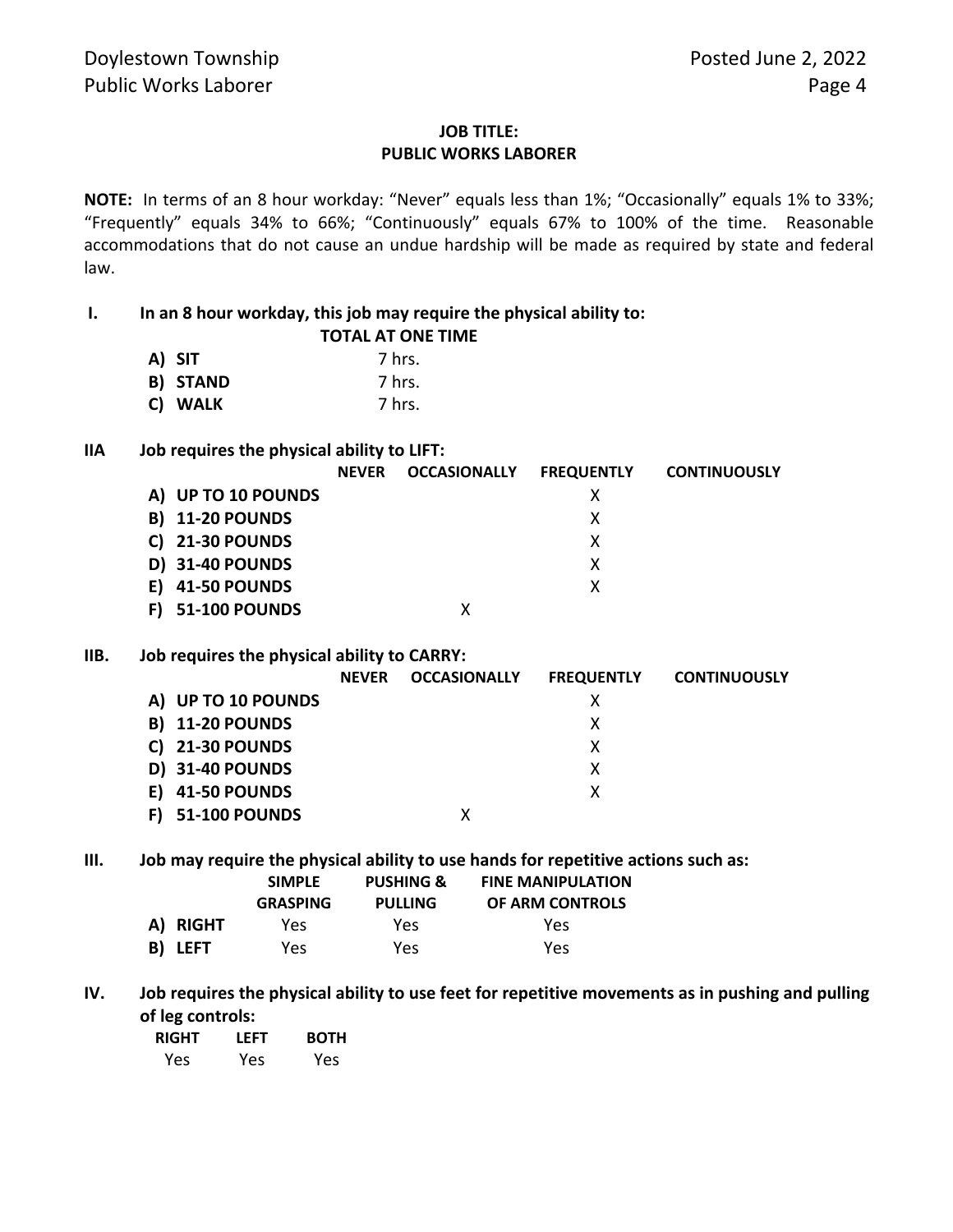**JOB TITLE:**
**PUBLIC WORKS LABORER**

**NOTE:** In terms of an 8 hour workday: "Never" equals less than 1%; "Occasionally" equals 1% to 33%; "Frequently" equals 34% to 66%; "Continuously" equals 67% to 100% of the time. Reasonable accommodations that do not cause an undue hardship will be made as required by state and federal law.

**I. In an 8 hour workday, this job may require the physical ability to:**

| | TOTAL AT ONE TIME |
|---|---|
| **A) SIT** | 7 hrs. |
| **B) STAND** | 7 hrs. |
| **C) WALK** | 7 hrs. |

**IIA Job requires the physical ability to LIFT:**

| | NEVER | OCCASIONALLY | FREQUENTLY | CONTINUOUSLY |
|---|---|---|---|---|
| **A) UP TO 10 POUNDS** | | | X | |
| **B) 11-20 POUNDS** | | | X | |
| **C) 21-30 POUNDS** | | | X | |
| **D) 31-40 POUNDS** | | | X | |
| **E) 41-50 POUNDS** | | | X | |
| **F) 51-100 POUNDS** | | X | | |

**IIB. Job requires the physical ability to CARRY:**

| | NEVER | OCCASIONALLY | FREQUENTLY | CONTINUOUSLY |
|---|---|---|---|---|
| **A) UP TO 10 POUNDS** | | | X | |
| **B) 11-20 POUNDS** | | | X | |
| **C) 21-30 POUNDS** | | | X | |
| **D) 31-40 POUNDS** | | | X | |
| **E) 41-50 POUNDS** | | | X | |
| **F) 51-100 POUNDS** | | X | | |

**III. Job may require the physical ability to use hands for repetitive actions such as:**

| | SIMPLE GRASPING | PUSHING & PULLING | FINE MANIPULATION OF ARM CONTROLS |
|---|---|---|---|
| **A) RIGHT** | Yes | Yes | Yes |
| **B) LEFT** | Yes | Yes | Yes |

**IV. Job requires the physical ability to use feet for repetitive movements as in pushing and pulling of leg controls:**

| RIGHT | LEFT | BOTH |
|---|---|---|
| Yes | Yes | Yes |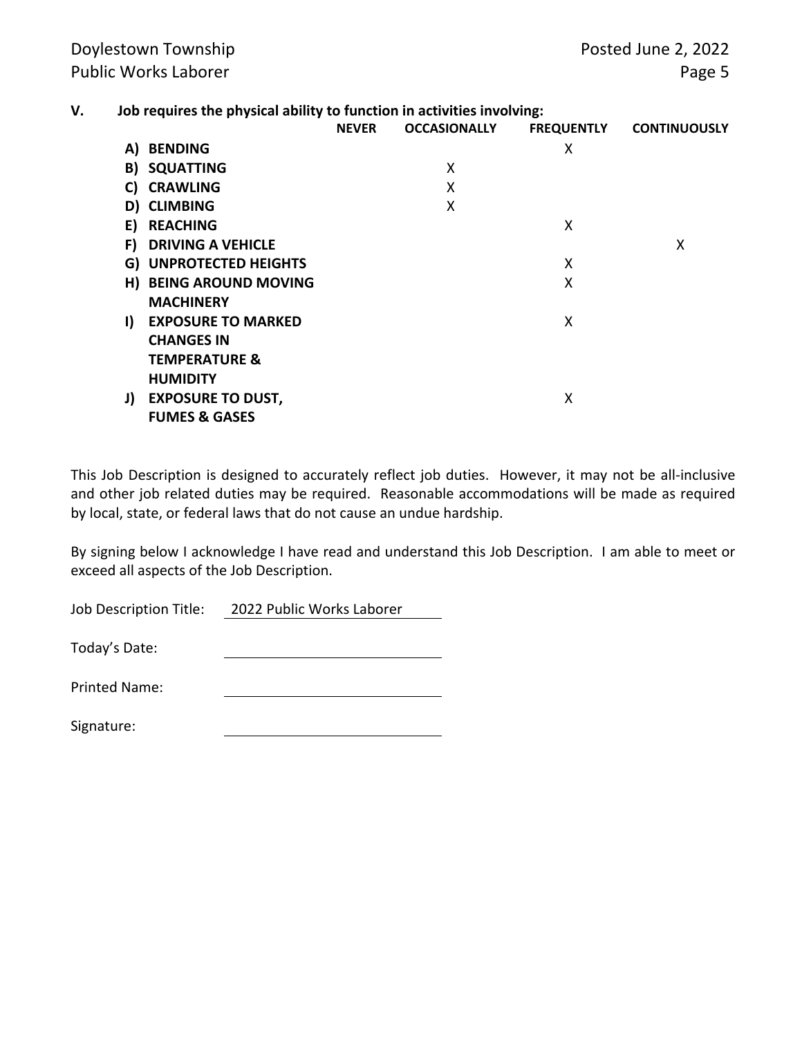**V. Job requires the physical ability to function in activities involving:**

| | NEVER | OCCASIONALLY | FREQUENTLY | CONTINUOUSLY |
|---|---|---|---|---|
| **A) BENDING** | | | X | |
| **B) SQUATTING** | | X | | |
| **C) CRAWLING** | | X | | |
| **D) CLIMBING** | | X | | |
| **E) REACHING** | | | X | |
| **F) DRIVING A VEHICLE** | | | | X |
| **G) UNPROTECTED HEIGHTS** | | | X | |
| **H) BEING AROUND MOVING MACHINERY** | | | X | |
| **I) EXPOSURE TO MARKED CHANGES IN TEMPERATURE & HUMIDITY** | | | X | |
| **J) EXPOSURE TO DUST, FUMES & GASES** | | | X | |

This Job Description is designed to accurately reflect job duties. However, it may not be all-inclusive and other job related duties may be required. Reasonable accommodations will be made as required by local, state, or federal laws that do not cause an undue hardship.

By signing below I acknowledge I have read and understand this Job Description. I am able to meet or exceed all aspects of the Job Description.

Job Description Title: 2022 Public Works Laborer

Today's Date: ______________________

Printed Name: ______________________

Signature: ______________________